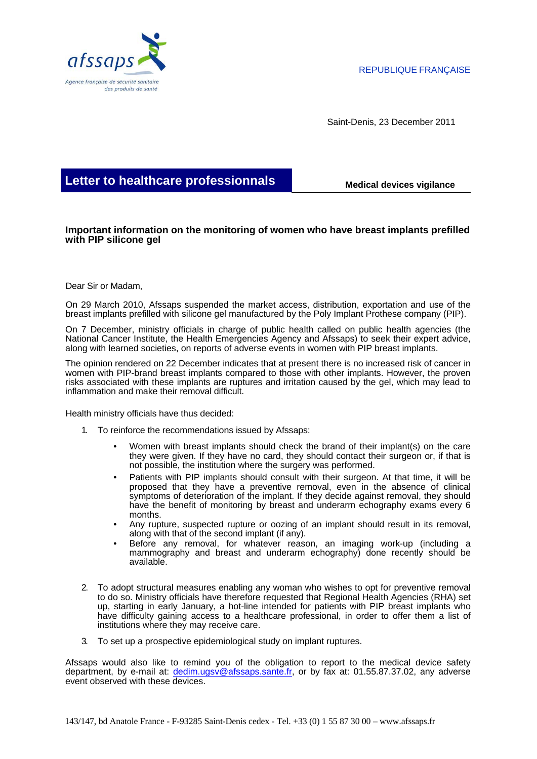afssaps

Agence française de sécurité sanitaire des produits de santé

REPUBLIQUE FRANÇAISE

Saint-Denis, 23 December 2011

# Letter to healthcare professionnals

**Medical devices vigilance**

## Important information on the monitoring of women who have breast implants prefilled with PIP silicone gel

Dear Sir or Madam,

On 29 March 2010, Afssaps suspended the market access, distribution, exportation and use of the breast implants prefilled with silicone gel manufactured by the Poly Implant Prothese company (PIP).

On 7 December, ministry officials in charge of public health called on public health agencies (the National Cancer Institute, the Health Emergencies Agency and Afssaps) to seek their expert advice, along with learned societies, on reports of adverse events in women with PIP breast implants.

The opinion rendered on 22 December indicates that at present there is no increased risk of cancer in women with PIP-brand breast implants compared to those with other implants. However, the proven risks associated with these implants are ruptures and irritation caused by the gel, which may lead to inflammation and make their removal difficult.

Health ministry officials have thus decided:

1. To reinforce the recommendations issued by Afssaps:
   - Women with breast implants should check the brand of their implant(s) on the care they were given. If they have no card, they should contact their surgeon or, if that is not possible, the institution where the surgery was performed.
   - Patients with PIP implants should consult with their surgeon. At that time, it will be proposed that they have a preventive removal, even in the absence of clinical symptoms of deterioration of the implant. If they decide against removal, they should have the benefit of monitoring by breast and underarm echography exams every 6 months.
   - Any rupture, suspected rupture or oozing of an implant should result in its removal, along with that of the second implant (if any).
   - Before any removal, for whatever reason, an imaging work-up (including a mammography and breast and underarm echography) done recently should be available.

2. To adopt structural measures enabling any woman who wishes to opt for preventive removal to do so. Ministry officials have therefore requested that Regional Health Agencies (RHA) set up, starting in early January, a hot-line intended for patients with PIP breast implants who have difficulty gaining access to a healthcare professional, in order to offer them a list of institutions where they may receive care.

3. To set up a prospective epidemiological study on implant ruptures.

Afssaps would also like to remind you of the obligation to report to the medical device safety department, by e-mail at: dedim.ugsv@afssaps.sante.fr, or by fax at: 01.55.87.37.02, any adverse event observed with these devices.

143/147, bd Anatole France - F-93285 Saint-Denis cedex - Tel. +33 (0) 1 55 87 30 00 – www.afssaps.fr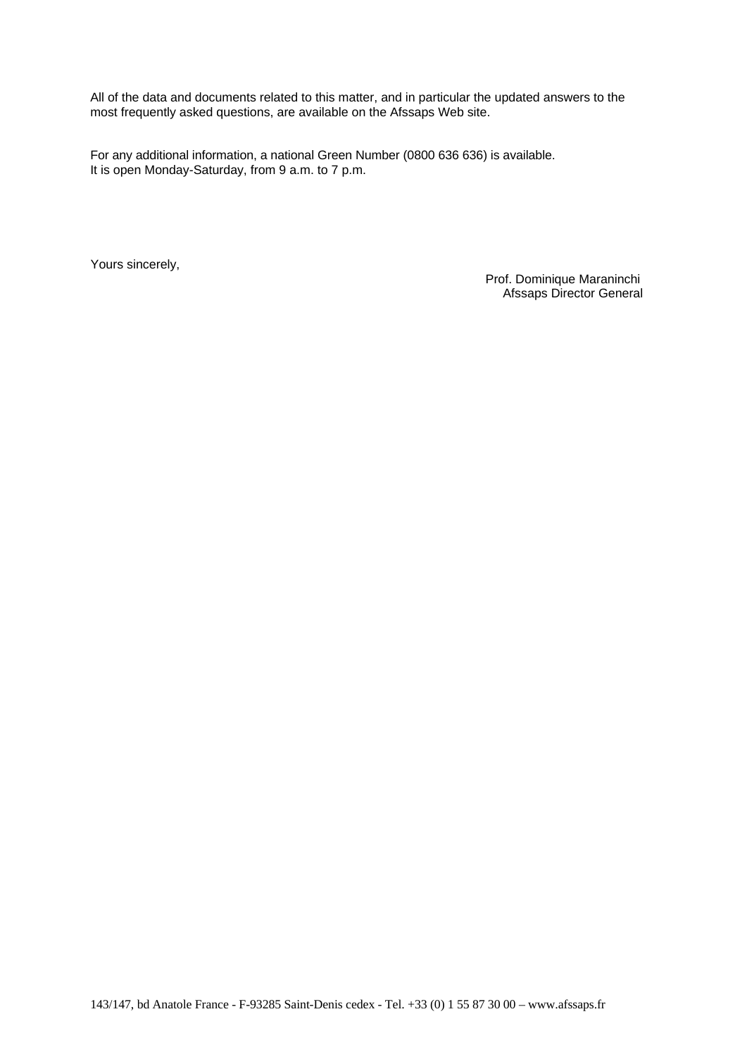All of the data and documents related to this matter, and in particular the updated answers to the most frequently asked questions, are available on the Afssaps Web site.

For any additional information, a national Green Number (0800 636 636) is available.
It is open Monday-Saturday, from 9 a.m. to 7 p.m.

Yours sincerely,

Prof. Dominique Maraninchi
Afssaps Director General

143/147, bd Anatole France - F-93285 Saint-Denis cedex - Tel. +33 (0) 1 55 87 30 00 – www.afssaps.fr